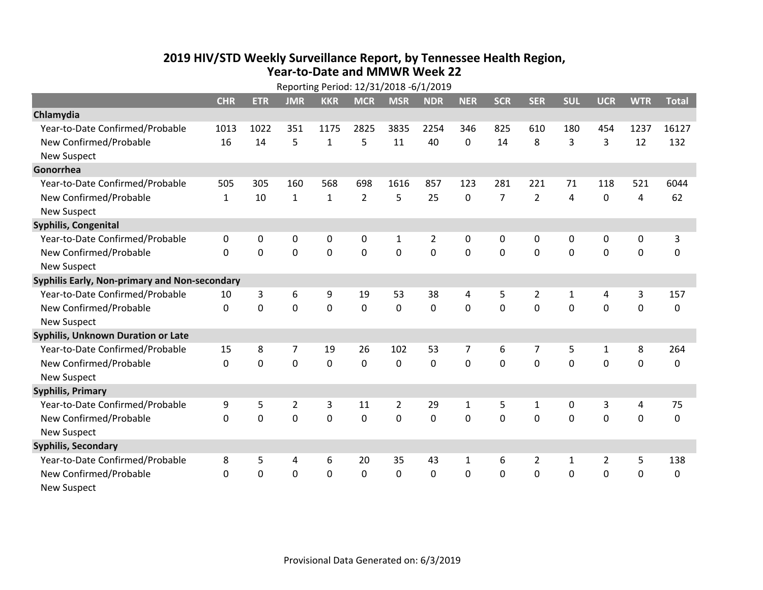# 2019 HIV/STD Weekly Surveillance Report, by Tennessee Health Region, Year-to-Date and MMWR Week 22

Reporting Period: 12/31/2018 -6/1/2019

| | CHR | ETR | JMR | KKR | MCR | MSR | NDR | NER | SCR | SER | SUL | UCR | WTR | Total |
|---|---|---|---|---|---|---|---|---|---|---|---|---|---|---|
| **Chlamydia** | | | | | | | | | | | | | | |
| Year-to-Date Confirmed/Probable | 1013 | 1022 | 351 | 1175 | 2825 | 3835 | 2254 | 346 | 825 | 610 | 180 | 454 | 1237 | 16127 |
| New Confirmed/Probable | 16 | 14 | 5 | 1 | 5 | 11 | 40 | 0 | 14 | 8 | 3 | 3 | 12 | 132 |
| New Suspect | | | | | | | | | | | | | | |
| **Gonorrhea** | | | | | | | | | | | | | | |
| Year-to-Date Confirmed/Probable | 505 | 305 | 160 | 568 | 698 | 1616 | 857 | 123 | 281 | 221 | 71 | 118 | 521 | 6044 |
| New Confirmed/Probable | 1 | 10 | 1 | 1 | 2 | 5 | 25 | 0 | 7 | 2 | 4 | 0 | 4 | 62 |
| New Suspect | | | | | | | | | | | | | | |
| **Syphilis, Congenital** | | | | | | | | | | | | | | |
| Year-to-Date Confirmed/Probable | 0 | 0 | 0 | 0 | 0 | 1 | 2 | 0 | 0 | 0 | 0 | 0 | 0 | 3 |
| New Confirmed/Probable | 0 | 0 | 0 | 0 | 0 | 0 | 0 | 0 | 0 | 0 | 0 | 0 | 0 | 0 |
| New Suspect | | | | | | | | | | | | | | |
| **Syphilis Early, Non-primary and Non-secondary** | | | | | | | | | | | | | | |
| Year-to-Date Confirmed/Probable | 10 | 3 | 6 | 9 | 19 | 53 | 38 | 4 | 5 | 2 | 1 | 4 | 3 | 157 |
| New Confirmed/Probable | 0 | 0 | 0 | 0 | 0 | 0 | 0 | 0 | 0 | 0 | 0 | 0 | 0 | 0 |
| New Suspect | | | | | | | | | | | | | | |
| **Syphilis, Unknown Duration or Late** | | | | | | | | | | | | | | |
| Year-to-Date Confirmed/Probable | 15 | 8 | 7 | 19 | 26 | 102 | 53 | 7 | 6 | 7 | 5 | 1 | 8 | 264 |
| New Confirmed/Probable | 0 | 0 | 0 | 0 | 0 | 0 | 0 | 0 | 0 | 0 | 0 | 0 | 0 | 0 |
| New Suspect | | | | | | | | | | | | | | |
| **Syphilis, Primary** | | | | | | | | | | | | | | |
| Year-to-Date Confirmed/Probable | 9 | 5 | 2 | 3 | 11 | 2 | 29 | 1 | 5 | 1 | 0 | 3 | 4 | 75 |
| New Confirmed/Probable | 0 | 0 | 0 | 0 | 0 | 0 | 0 | 0 | 0 | 0 | 0 | 0 | 0 | 0 |
| New Suspect | | | | | | | | | | | | | | |
| **Syphilis, Secondary** | | | | | | | | | | | | | | |
| Year-to-Date Confirmed/Probable | 8 | 5 | 4 | 6 | 20 | 35 | 43 | 1 | 6 | 2 | 1 | 2 | 5 | 138 |
| New Confirmed/Probable | 0 | 0 | 0 | 0 | 0 | 0 | 0 | 0 | 0 | 0 | 0 | 0 | 0 | 0 |
| New Suspect | | | | | | | | | | | | | | |

Provisional Data Generated on: 6/3/2019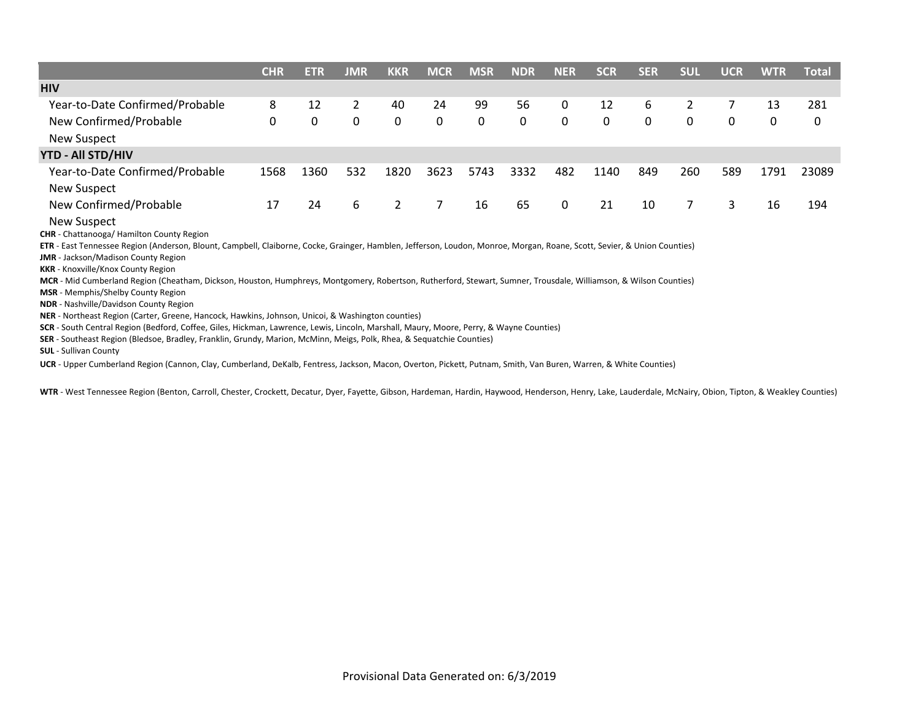| | CHR | ETR | JMR | KKR | MCR | MSR | NDR | NER | SCR | SER | SUL | UCR | WTR | Total |
|---|---|---|---|---|---|---|---|---|---|---|---|---|---|---|
| **HIV** | | | | | | | | | | | | | | |
| Year-to-Date Confirmed/Probable | 8 | 12 | 2 | 40 | 24 | 99 | 56 | 0 | 12 | 6 | 2 | 7 | 13 | 281 |
| New Confirmed/Probable | 0 | 0 | 0 | 0 | 0 | 0 | 0 | 0 | 0 | 0 | 0 | 0 | 0 | 0 |
| New Suspect | | | | | | | | | | | | | | |
| **YTD - All STD/HIV** | | | | | | | | | | | | | | |
| Year-to-Date Confirmed/Probable | 1568 | 1360 | 532 | 1820 | 3623 | 5743 | 3332 | 482 | 1140 | 849 | 260 | 589 | 1791 | 23089 |
| New Suspect | | | | | | | | | | | | | | |
| New Confirmed/Probable | 17 | 24 | 6 | 2 | 7 | 16 | 65 | 0 | 21 | 10 | 7 | 3 | 16 | 194 |
| New Suspect | | | | | | | | | | | | | | |

**CHR** - Chattanooga/ Hamilton County Region

**ETR** - East Tennessee Region (Anderson, Blount, Campbell, Claiborne, Cocke, Grainger, Hamblen, Jefferson, Loudon, Monroe, Morgan, Roane, Scott, Sevier, & Union Counties)

**JMR** - Jackson/Madison County Region

**KKR** - Knoxville/Knox County Region

**MCR** - Mid Cumberland Region (Cheatham, Dickson, Houston, Humphreys, Montgomery, Robertson, Rutherford, Stewart, Sumner, Trousdale, Williamson, & Wilson Counties)

**MSR** - Memphis/Shelby County Region

**NDR** - Nashville/Davidson County Region

**NER** - Northeast Region (Carter, Greene, Hancock, Hawkins, Johnson, Unicoi, & Washington counties)

**SCR** - South Central Region (Bedford, Coffee, Giles, Hickman, Lawrence, Lewis, Lincoln, Marshall, Maury, Moore, Perry, & Wayne Counties)

**SER** - Southeast Region (Bledsoe, Bradley, Franklin, Grundy, Marion, McMinn, Meigs, Polk, Rhea, & Sequatchie Counties)

**SUL** - Sullivan County

**UCR** - Upper Cumberland Region (Cannon, Clay, Cumberland, DeKalb, Fentress, Jackson, Macon, Overton, Pickett, Putnam, Smith, Van Buren, Warren, & White Counties)

**WTR** - West Tennessee Region (Benton, Carroll, Chester, Crockett, Decatur, Dyer, Fayette, Gibson, Hardeman, Hardin, Haywood, Henderson, Henry, Lake, Lauderdale, McNairy, Obion, Tipton, & Weakley Counties)

Provisional Data Generated on: 6/3/2019